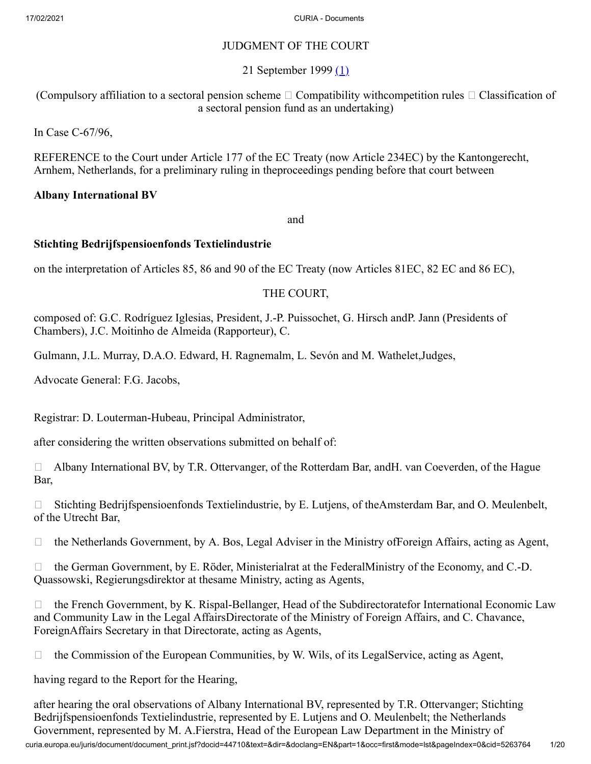JUDGMENT OF THE COURT

21 September 1999 (1)

(Compulsory affiliation to a sectoral pension scheme  Compatibility withcompetition rules  Classification of a sectoral pension fund as an undertaking)

In Case C-67/96,

REFERENCE to the Court under Article 177 of the EC Treaty (now Article 234EC) by the Kantongerecht, Arnhem, Netherlands, for a preliminary ruling in theproceedings pending before that court between

**Albany International BV**

and

**Stichting Bedrijfspensioenfonds Textielindustrie**

on the interpretation of Articles 85, 86 and 90 of the EC Treaty (now Articles 81EC, 82 EC and 86 EC),

THE COURT,

composed of: G.C. Rodríguez Iglesias, President, J.-P. Puissochet, G. Hirsch andP. Jann (Presidents of Chambers), J.C. Moitinho de Almeida (Rapporteur), C.

Gulmann, J.L. Murray, D.A.O. Edward, H. Ragnemalm, L. Sevón and M. Wathelet,Judges,

Advocate General: F.G. Jacobs,

Registrar: D. Louterman-Hubeau, Principal Administrator,

after considering the written observations submitted on behalf of:

 Albany International BV, by T.R. Ottervanger, of the Rotterdam Bar, andH. van Coeverden, of the Hague Bar,

 Stichting Bedrijfspensioenfonds Textielindustrie, by E. Lutjens, of theAmsterdam Bar, and O. Meulenbelt, of the Utrecht Bar,

 the Netherlands Government, by A. Bos, Legal Adviser in the Ministry ofForeign Affairs, acting as Agent,

 the German Government, by E. Röder, Ministerialrat at the FederalMinistry of the Economy, and C.-D. Quassowski, Regierungsdirektor at thesame Ministry, acting as Agents,

 the French Government, by K. Rispal-Bellanger, Head of the Subdirectoratefor International Economic Law and Community Law in the Legal AffairsDirectorate of the Ministry of Foreign Affairs, and C. Chavance, ForeignAffairs Secretary in that Directorate, acting as Agents,

 the Commission of the European Communities, by W. Wils, of its LegalService, acting as Agent,

having regard to the Report for the Hearing,

after hearing the oral observations of Albany International BV, represented by T.R. Ottervanger; Stichting Bedrijfspensioenfonds Textielindustrie, represented by E. Lutjens and O. Meulenbelt; the Netherlands Government, represented by M. A.Fierstra, Head of the European Law Department in the Ministry of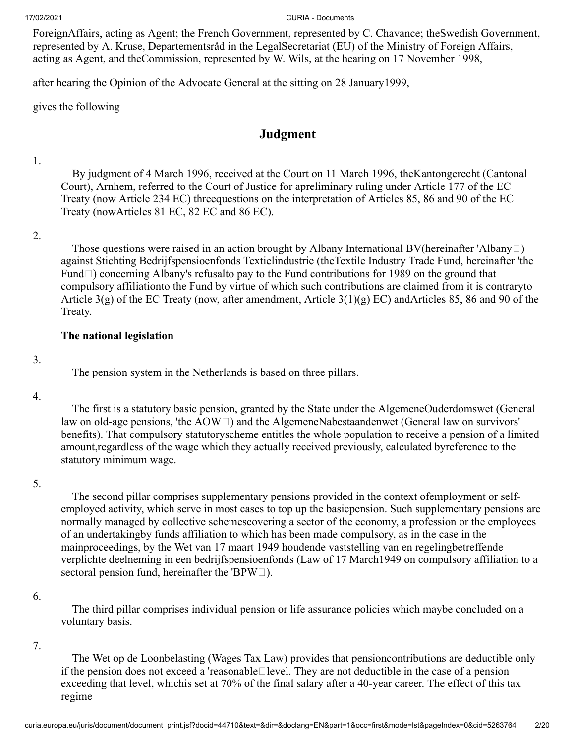ForeignAffairs, acting as Agent; the French Government, represented by C. Chavance; theSwedish Government, represented by A. Kruse, Departementsråd in the LegalSecretariat (EU) of the Ministry of Foreign Affairs, acting as Agent, and theCommission, represented by W. Wils, at the hearing on 17 November 1998,

after hearing the Opinion of the Advocate General at the sitting on 28 January1999,

gives the following

## Judgment

1.

By judgment of 4 March 1996, received at the Court on 11 March 1996, theKantongerecht (Cantonal Court), Arnhem, referred to the Court of Justice for apreliminary ruling under Article 177 of the EC Treaty (now Article 234 EC) threequestions on the interpretation of Articles 85, 86 and 90 of the EC Treaty (nowArticles 81 EC, 82 EC and 86 EC).

2.

Those questions were raised in an action brought by Albany International BV(hereinafter 'Albany') against Stichting Bedrijfspensioenfonds Textielindustrie (theTextile Industry Trade Fund, hereinafter 'the Fund') concerning Albany's refusalto pay to the Fund contributions for 1989 on the ground that compulsory affiliationto the Fund by virtue of which such contributions are claimed from it is contraryto Article 3(g) of the EC Treaty (now, after amendment, Article 3(1)(g) EC) andArticles 85, 86 and 90 of the Treaty.

### The national legislation

3.

The pension system in the Netherlands is based on three pillars.

4.

The first is a statutory basic pension, granted by the State under the AlgemeneOuderdomswet (General law on old-age pensions, 'the AOW') and the AlgemeneNabestaandenwet (General law on survivors' benefits). That compulsory statutoryscheme entitles the whole population to receive a pension of a limited amount,regardless of the wage which they actually received previously, calculated byreference to the statutory minimum wage.

5.

The second pillar comprises supplementary pensions provided in the context ofemployment or self-employed activity, which serve in most cases to top up the basicpension. Such supplementary pensions are normally managed by collective schemescovering a sector of the economy, a profession or the employees of an undertakingby funds affiliation to which has been made compulsory, as in the case in the mainproceedings, by the Wet van 17 maart 1949 houdende vaststelling van en regelingbetreffende verplichte deelneming in een bedrijfspensioenfonds (Law of 17 March1949 on compulsory affiliation to a sectoral pension fund, hereinafter the 'BPW').

6.

The third pillar comprises individual pension or life assurance policies which maybe concluded on a voluntary basis.

7.

The Wet op de Loonbelasting (Wages Tax Law) provides that pensioncontributions are deductible only if the pension does not exceed a 'reasonable' level. They are not deductible in the case of a pension exceeding that level, whichis set at 70% of the final salary after a 40-year career. The effect of this tax regime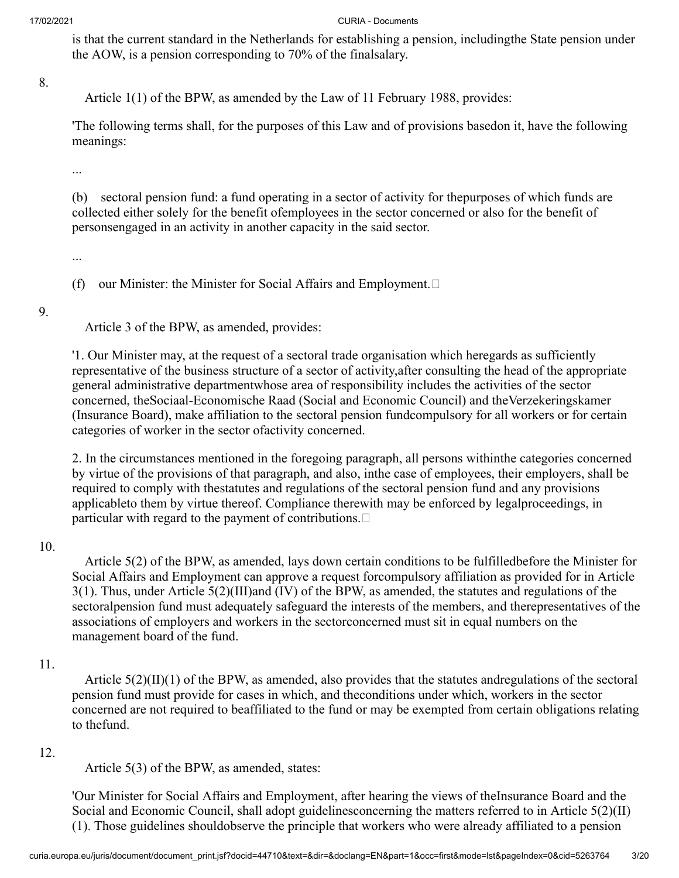is that the current standard in the Netherlands for establishing a pension, includingthe State pension under the AOW, is a pension corresponding to 70% of the finalsalary.

8. Article 1(1) of the BPW, as amended by the Law of 11 February 1988, provides:

'The following terms shall, for the purposes of this Law and of provisions basedon it, have the following meanings:

...

(b) sectoral pension fund: a fund operating in a sector of activity for thepurposes of which funds are collected either solely for the benefit ofemployees in the sector concerned or also for the benefit of personsengaged in an activity in another capacity in the said sector.

...

(f) our Minister: the Minister for Social Affairs and Employment.'

9. Article 3 of the BPW, as amended, provides:

'1. Our Minister may, at the request of a sectoral trade organisation which heregards as sufficiently representative of the business structure of a sector of activity,after consulting the head of the appropriate general administrative departmentwhose area of responsibility includes the activities of the sector concerned, theSociaal-Economische Raad (Social and Economic Council) and theVerzekeringskamer (Insurance Board), make affiliation to the sectoral pension fundcompulsory for all workers or for certain categories of worker in the sector ofactivity concerned.

2. In the circumstances mentioned in the foregoing paragraph, all persons withinthe categories concerned by virtue of the provisions of that paragraph, and also, inthe case of employees, their employers, shall be required to comply with thestatutes and regulations of the sectoral pension fund and any provisions applicableto them by virtue thereof. Compliance therewith may be enforced by legalproceedings, in particular with regard to the payment of contributions.'

10. Article 5(2) of the BPW, as amended, lays down certain conditions to be fulfilledbefore the Minister for Social Affairs and Employment can approve a request forcompulsory affiliation as provided for in Article 3(1). Thus, under Article 5(2)(III)and (IV) of the BPW, as amended, the statutes and regulations of the sectoralpension fund must adequately safeguard the interests of the members, and therepresentatives of the associations of employers and workers in the sectorconcerned must sit in equal numbers on the management board of the fund.

11. Article 5(2)(II)(1) of the BPW, as amended, also provides that the statutes andregulations of the sectoral pension fund must provide for cases in which, and theconditions under which, workers in the sector concerned are not required to beaffiliated to the fund or may be exempted from certain obligations relating to thefund.

12. Article 5(3) of the BPW, as amended, states:

'Our Minister for Social Affairs and Employment, after hearing the views of theInsurance Board and the Social and Economic Council, shall adopt guidelinesconcerning the matters referred to in Article 5(2)(II)(1). Those guidelines shouldobserve the principle that workers who were already affiliated to a pension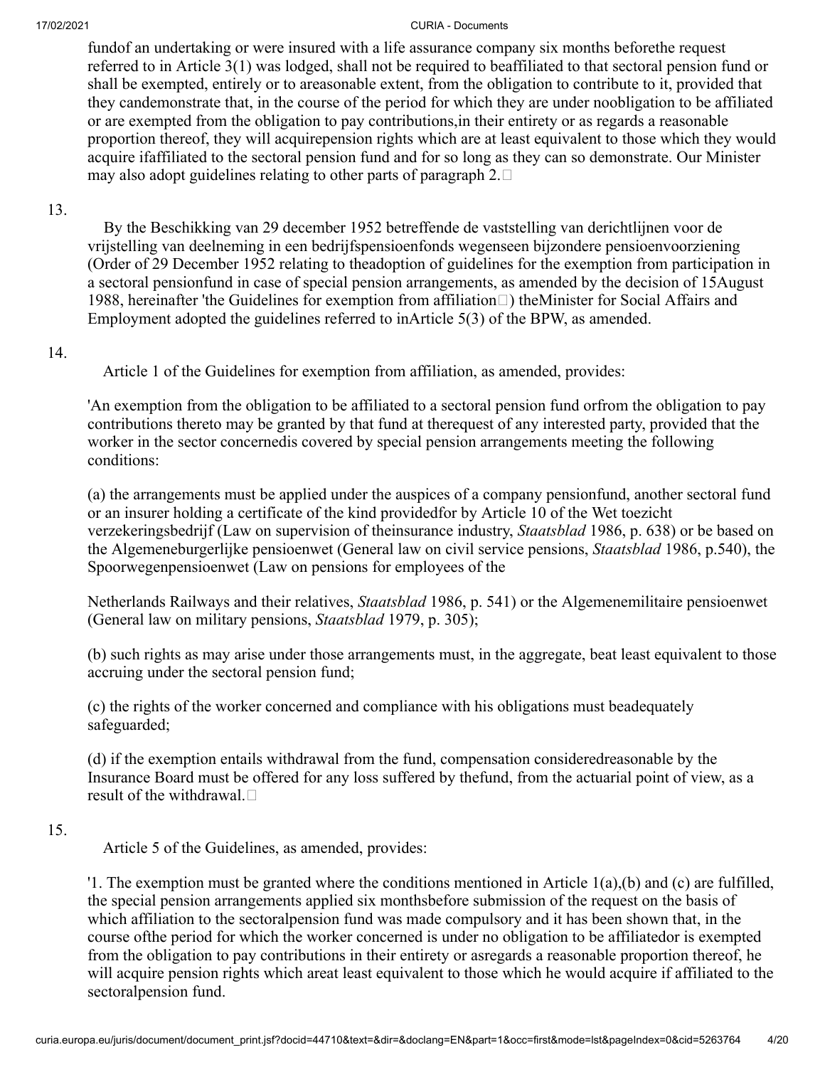fundof an undertaking or were insured with a life assurance company six months beforethe request referred to in Article 3(1) was lodged, shall not be required to beaffiliated to that sectoral pension fund or shall be exempted, entirely or to areasonable extent, from the obligation to contribute to it, provided that they candemonstrate that, in the course of the period for which they are under noobligation to be affiliated or are exempted from the obligation to pay contributions,in their entirety or as regards a reasonable proportion thereof, they will acquirepension rights which are at least equivalent to those which they would acquire ifaffiliated to the sectoral pension fund and for so long as they can so demonstrate. Our Minister may also adopt guidelines relating to other parts of paragraph 2.'

13.

By the Beschikking van 29 december 1952 betreffende de vaststelling van derichtlijnen voor de vrijstelling van deelneming in een bedrijfspensioenfonds wegenseen bijzondere pensioenvoorziening (Order of 29 December 1952 relating to theadoption of guidelines for the exemption from participation in a sectoral pensionfund in case of special pension arrangements, as amended by the decision of 15August 1988, hereinafter 'the Guidelines for exemption from affiliation') theMinister for Social Affairs and Employment adopted the guidelines referred to inArticle 5(3) of the BPW, as amended.

14.

Article 1 of the Guidelines for exemption from affiliation, as amended, provides:

'An exemption from the obligation to be affiliated to a sectoral pension fund orfrom the obligation to pay contributions thereto may be granted by that fund at therequest of any interested party, provided that the worker in the sector concernedis covered by special pension arrangements meeting the following conditions:

(a) the arrangements must be applied under the auspices of a company pensionfund, another sectoral fund or an insurer holding a certificate of the kind providedfor by Article 10 of the Wet toezicht verzekeringsbedrijf (Law on supervision of theinsurance industry, *Staatsblad* 1986, p. 638) or be based on the Algemeneburgerlijke pensioenwet (General law on civil service pensions, *Staatsblad* 1986, p.540), the Spoorwegenpensioenwet (Law on pensions for employees of the

Netherlands Railways and their relatives, *Staatsblad* 1986, p. 541) or the Algemenemilitaire pensioenwet (General law on military pensions, *Staatsblad* 1979, p. 305);

(b) such rights as may arise under those arrangements must, in the aggregate, beat least equivalent to those accruing under the sectoral pension fund;

(c) the rights of the worker concerned and compliance with his obligations must beadequately safeguarded;

(d) if the exemption entails withdrawal from the fund, compensation consideredreasonable by the Insurance Board must be offered for any loss suffered by thefund, from the actuarial point of view, as a result of the withdrawal.'

15.

Article 5 of the Guidelines, as amended, provides:

'1. The exemption must be granted where the conditions mentioned in Article 1(a),(b) and (c) are fulfilled, the special pension arrangements applied six monthsbefore submission of the request on the basis of which affiliation to the sectoralpension fund was made compulsory and it has been shown that, in the course ofthe period for which the worker concerned is under no obligation to be affiliatedor is exempted from the obligation to pay contributions in their entirety or asregards a reasonable proportion thereof, he will acquire pension rights which areat least equivalent to those which he would acquire if affiliated to the sectoralpension fund.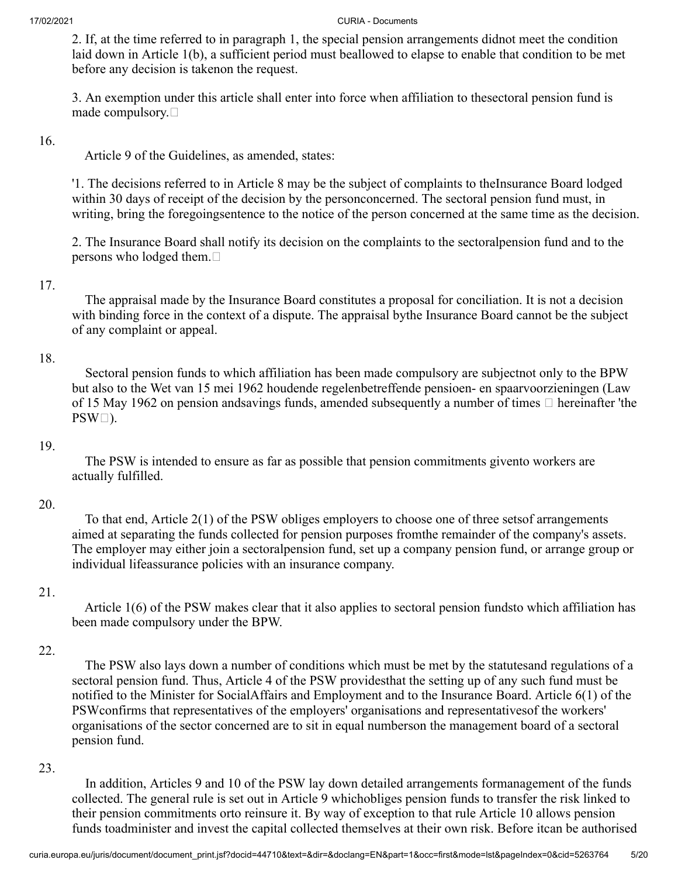2. If, at the time referred to in paragraph 1, the special pension arrangements didnot meet the condition laid down in Article 1(b), a sufficient period must beallowed to elapse to enable that condition to be met before any decision is takenon the request.

3. An exemption under this article shall enter into force when affiliation to thesectoral pension fund is made compulsory.'

16.

Article 9 of the Guidelines, as amended, states:

'1. The decisions referred to in Article 8 may be the subject of complaints to theInsurance Board lodged within 30 days of receipt of the decision by the personconcerned. The sectoral pension fund must, in writing, bring the foregoingsentence to the notice of the person concerned at the same time as the decision.

2. The Insurance Board shall notify its decision on the complaints to the sectoralpension fund and to the persons who lodged them.'

17.

The appraisal made by the Insurance Board constitutes a proposal for conciliation. It is not a decision with binding force in the context of a dispute. The appraisal bythe Insurance Board cannot be the subject of any complaint or appeal.

18.

Sectoral pension funds to which affiliation has been made compulsory are subjectnot only to the BPW but also to the Wet van 15 mei 1962 houdende regelenbetreffende pensioen- en spaarvoorzieningen (Law of 15 May 1962 on pension andsavings funds, amended subsequently a number of times – hereinafter 'the PSW').

19.

The PSW is intended to ensure as far as possible that pension commitments givento workers are actually fulfilled.

20.

To that end, Article 2(1) of the PSW obliges employers to choose one of three setsof arrangements aimed at separating the funds collected for pension purposes fromthe remainder of the company's assets. The employer may either join a sectoralpension fund, set up a company pension fund, or arrange group or individual lifeassurance policies with an insurance company.

21.

Article 1(6) of the PSW makes clear that it also applies to sectoral pension fundsto which affiliation has been made compulsory under the BPW.

22.

The PSW also lays down a number of conditions which must be met by the statutesand regulations of a sectoral pension fund. Thus, Article 4 of the PSW providesthat the setting up of any such fund must be notified to the Minister for SocialAffairs and Employment and to the Insurance Board. Article 6(1) of the PSWconfirms that representatives of the employers' organisations and representativesof the workers' organisations of the sector concerned are to sit in equal numberson the management board of a sectoral pension fund.

23.

In addition, Articles 9 and 10 of the PSW lay down detailed arrangements formanagement of the funds collected. The general rule is set out in Article 9 whichobliges pension funds to transfer the risk linked to their pension commitments orto reinsure it. By way of exception to that rule Article 10 allows pension funds toadminister and invest the capital collected themselves at their own risk. Before itcan be authorised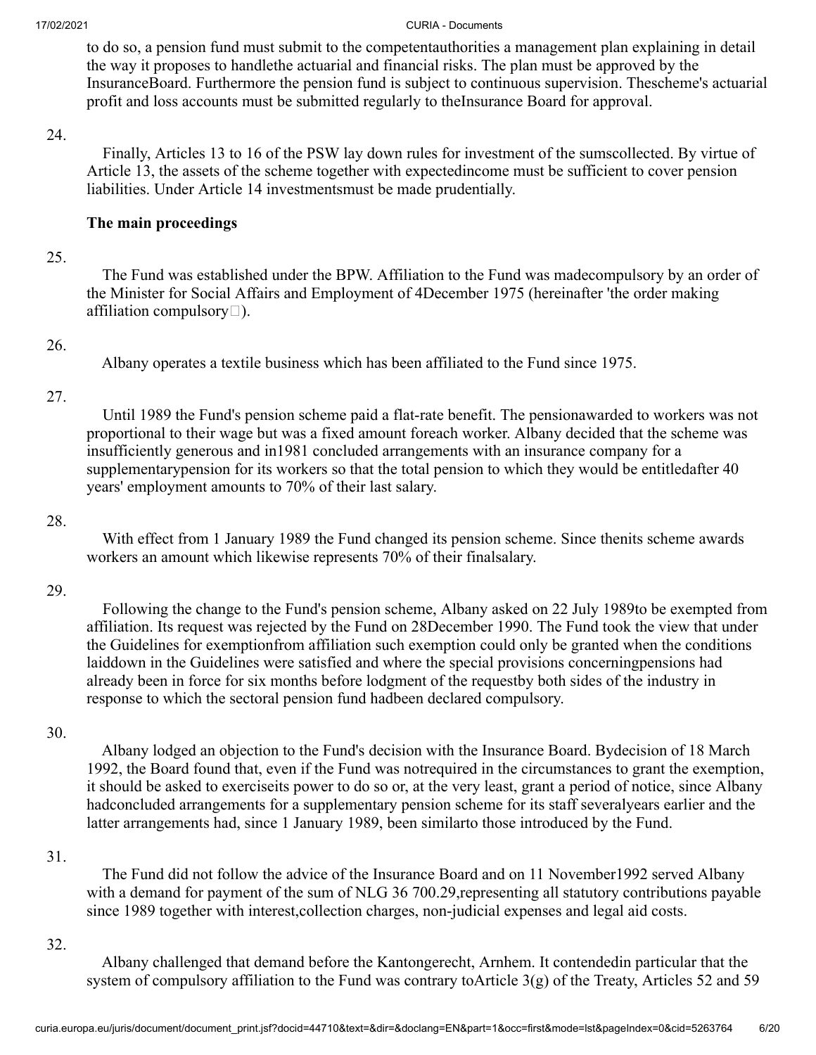to do so, a pension fund must submit to the competentauthorities a management plan explaining in detail the way it proposes to handlethe actuarial and financial risks. The plan must be approved by the InsuranceBoard. Furthermore the pension fund is subject to continuous supervision. Thescheme's actuarial profit and loss accounts must be submitted regularly to theInsurance Board for approval.

24.

Finally, Articles 13 to 16 of the PSW lay down rules for investment of the sumscollected. By virtue of Article 13, the assets of the scheme together with expectedincome must be sufficient to cover pension liabilities. Under Article 14 investmentsmust be made prudentially.

**The main proceedings**

25.

The Fund was established under the BPW. Affiliation to the Fund was madecompulsory by an order of the Minister for Social Affairs and Employment of 4December 1975 (hereinafter 'the order making affiliation compulsory').

26.

Albany operates a textile business which has been affiliated to the Fund since 1975.

27.

Until 1989 the Fund's pension scheme paid a flat-rate benefit. The pensionawarded to workers was not proportional to their wage but was a fixed amount foreach worker. Albany decided that the scheme was insufficiently generous and in1981 concluded arrangements with an insurance company for a supplementarypension for its workers so that the total pension to which they would be entitledafter 40 years' employment amounts to 70% of their last salary.

28.

With effect from 1 January 1989 the Fund changed its pension scheme. Since thenits scheme awards workers an amount which likewise represents 70% of their finalsalary.

29.

Following the change to the Fund's pension scheme, Albany asked on 22 July 1989to be exempted from affiliation. Its request was rejected by the Fund on 28December 1990. The Fund took the view that under the Guidelines for exemptionfrom affiliation such exemption could only be granted when the conditions laiddown in the Guidelines were satisfied and where the special provisions concerningpensions had already been in force for six months before lodgment of the requestby both sides of the industry in response to which the sectoral pension fund hadbeen declared compulsory.

30.

Albany lodged an objection to the Fund's decision with the Insurance Board. Bydecision of 18 March 1992, the Board found that, even if the Fund was notrequired in the circumstances to grant the exemption, it should be asked to exerciseits power to do so or, at the very least, grant a period of notice, since Albany hadconcluded arrangements for a supplementary pension scheme for its staff severalyears earlier and the latter arrangements had, since 1 January 1989, been similarto those introduced by the Fund.

31.

The Fund did not follow the advice of the Insurance Board and on 11 November1992 served Albany with a demand for payment of the sum of NLG 36 700.29,representing all statutory contributions payable since 1989 together with interest,collection charges, non-judicial expenses and legal aid costs.

32.

Albany challenged that demand before the Kantongerecht, Arnhem. It contendedin particular that the system of compulsory affiliation to the Fund was contrary toArticle 3(g) of the Treaty, Articles 52 and 59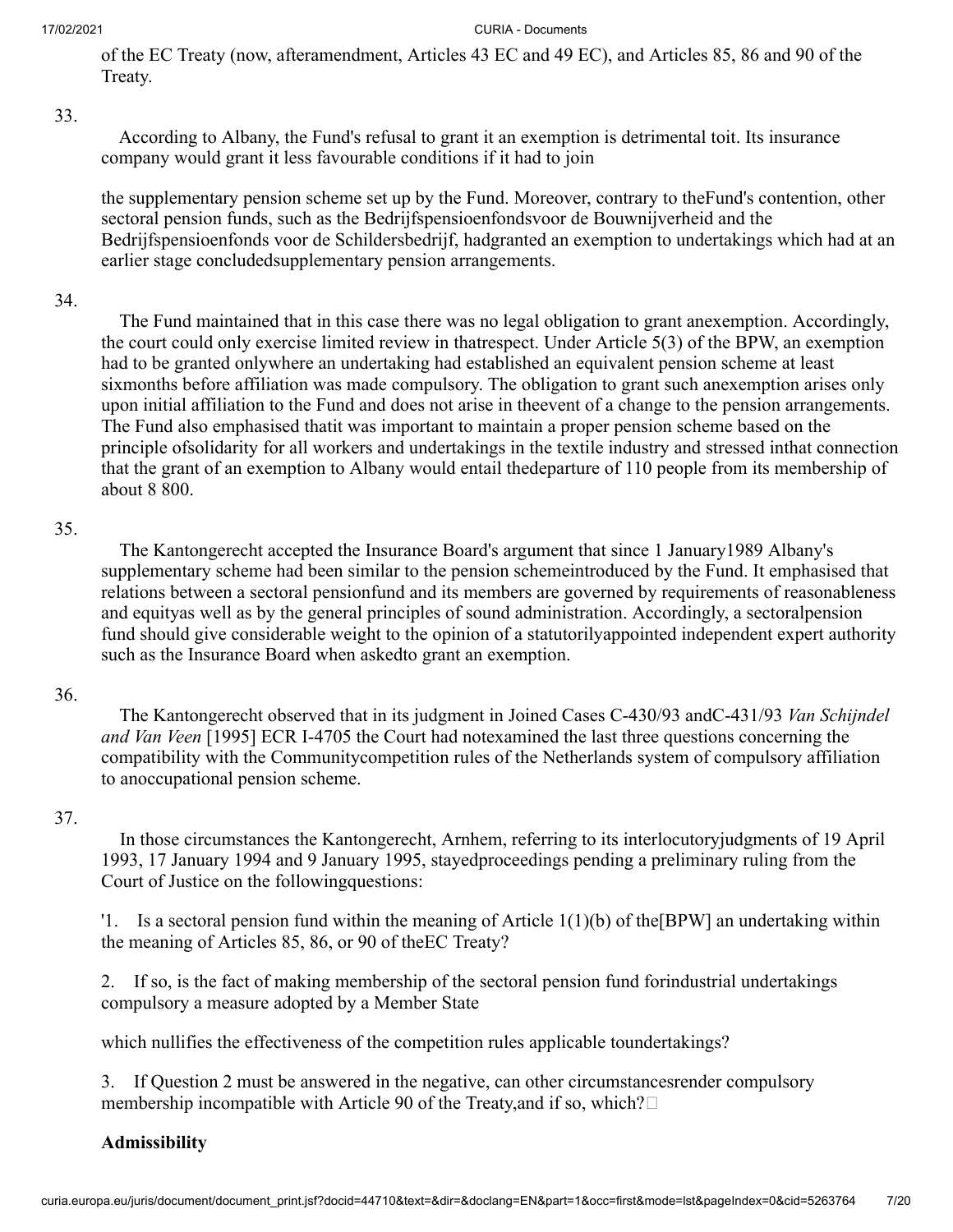of the EC Treaty (now, afteramendment, Articles 43 EC and 49 EC), and Articles 85, 86 and 90 of the Treaty.

33.

According to Albany, the Fund's refusal to grant it an exemption is detrimental toit. Its insurance company would grant it less favourable conditions if it had to join

the supplementary pension scheme set up by the Fund. Moreover, contrary to theFund's contention, other sectoral pension funds, such as the Bedrijfspensioenfondsvoor de Bouwnijverheid and the Bedrijfspensioenfonds voor de Schildersbedrijf, hadgranted an exemption to undertakings which had at an earlier stage concludedsupplementary pension arrangements.

34.

The Fund maintained that in this case there was no legal obligation to grant anexemption. Accordingly, the court could only exercise limited review in thatrespect. Under Article 5(3) of the BPW, an exemption had to be granted onlywhere an undertaking had established an equivalent pension scheme at least sixmonths before affiliation was made compulsory. The obligation to grant such anexemption arises only upon initial affiliation to the Fund and does not arise in theevent of a change to the pension arrangements. The Fund also emphasised thatit was important to maintain a proper pension scheme based on the principle ofsolidarity for all workers and undertakings in the textile industry and stressed inthat connection that the grant of an exemption to Albany would entail thedeparture of 110 people from its membership of about 8 800.

35.

The Kantongerecht accepted the Insurance Board's argument that since 1 January1989 Albany's supplementary scheme had been similar to the pension schemeintroduced by the Fund. It emphasised that relations between a sectoral pensionfund and its members are governed by requirements of reasonableness and equityas well as by the general principles of sound administration. Accordingly, a sectoralpension fund should give considerable weight to the opinion of a statutorilyappointed independent expert authority such as the Insurance Board when askedto grant an exemption.

36.

The Kantongerecht observed that in its judgment in Joined Cases C-430/93 andC-431/93 *Van Schijndel and Van Veen* [1995] ECR I-4705 the Court had notexamined the last three questions concerning the compatibility with the Communitycompetition rules of the Netherlands system of compulsory affiliation to anoccupational pension scheme.

37.

In those circumstances the Kantongerecht, Arnhem, referring to its interlocutoryjudgments of 19 April 1993, 17 January 1994 and 9 January 1995, stayedproceedings pending a preliminary ruling from the Court of Justice on the followingquestions:

'1. Is a sectoral pension fund within the meaning of Article 1(1)(b) of the[BPW] an undertaking within the meaning of Articles 85, 86, or 90 of theEC Treaty?

2. If so, is the fact of making membership of the sectoral pension fund forindustrial undertakings compulsory a measure adopted by a Member State

which nullifies the effectiveness of the competition rules applicable toundertakings?

3. If Question 2 must be answered in the negative, can other circumstancesrender compulsory membership incompatible with Article 90 of the Treaty,and if so, which?'

**Admissibility**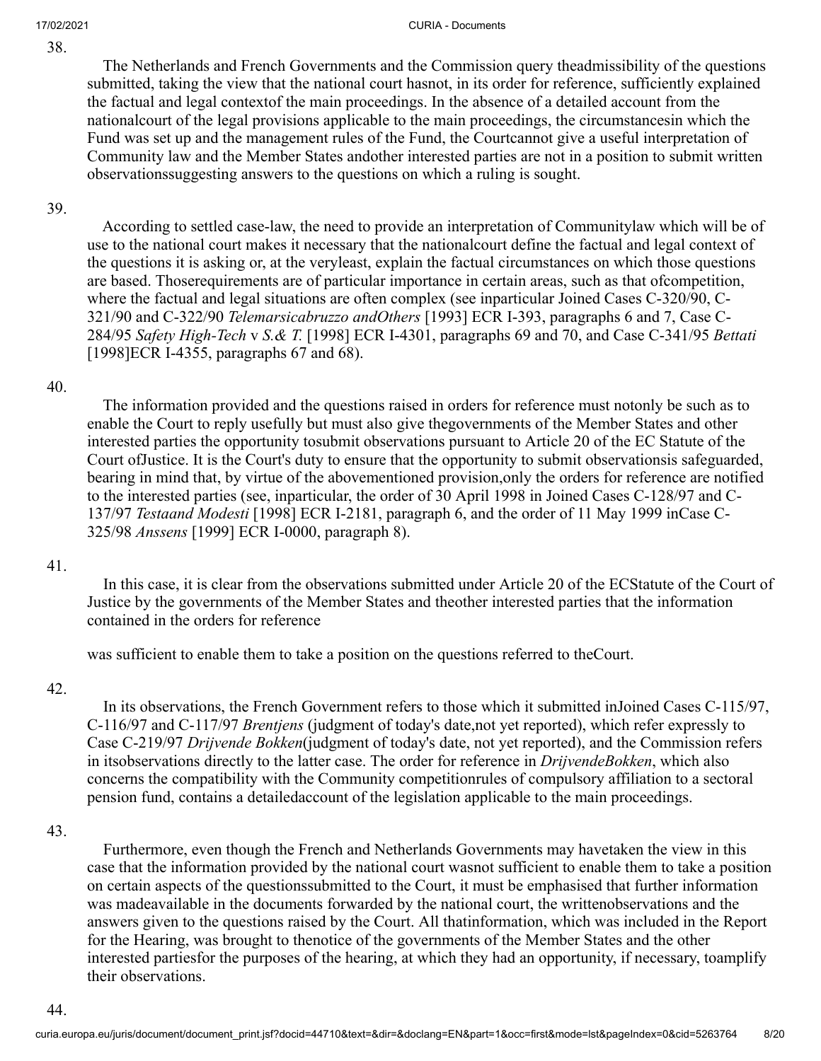38.

The Netherlands and French Governments and the Commission query the admissibility of the questions submitted, taking the view that the national court has not, in its order for reference, sufficiently explained the factual and legal context of the main proceedings. In the absence of a detailed account from the national court of the legal provisions applicable to the main proceedings, the circumstances in which the Fund was set up and the management rules of the Fund, the Court cannot give a useful interpretation of Community law and the Member States and other interested parties are not in a position to submit written observations suggesting answers to the questions on which a ruling is sought.

39.

According to settled case-law, the need to provide an interpretation of Community law which will be of use to the national court makes it necessary that the national court define the factual and legal context of the questions it is asking or, at the very least, explain the factual circumstances on which those questions are based. Those requirements are of particular importance in certain areas, such as that of competition, where the factual and legal situations are often complex (see in particular Joined Cases C-320/90, C-321/90 and C-322/90 *Telemarsicabruzzo and Others* [1993] ECR I-393, paragraphs 6 and 7, Case C-284/95 *Safety High-Tech* v *S.& T.* [1998] ECR I-4301, paragraphs 69 and 70, and Case C-341/95 *Bettati* [1998] ECR I-4355, paragraphs 67 and 68).

40.

The information provided and the questions raised in orders for reference must not only be such as to enable the Court to reply usefully but must also give the governments of the Member States and other interested parties the opportunity to submit observations pursuant to Article 20 of the EC Statute of the Court of Justice. It is the Court's duty to ensure that the opportunity to submit observations is safeguarded, bearing in mind that, by virtue of the abovementioned provision, only the orders for reference are notified to the interested parties (see, in particular, the order of 30 April 1998 in Joined Cases C-128/97 and C-137/97 *Testa and Modesti* [1998] ECR I-2181, paragraph 6, and the order of 11 May 1999 in Case C-325/98 *Anssens* [1999] ECR I-0000, paragraph 8).

41.

In this case, it is clear from the observations submitted under Article 20 of the EC Statute of the Court of Justice by the governments of the Member States and the other interested parties that the information contained in the orders for reference was sufficient to enable them to take a position on the questions referred to the Court.

42.

In its observations, the French Government refers to those which it submitted in Joined Cases C-115/97, C-116/97 and C-117/97 *Brentjens* (judgment of today's date, not yet reported), which refer expressly to Case C-219/97 *Drijvende Bokken* (judgment of today's date, not yet reported), and the Commission refers in its observations directly to the latter case. The order for reference in *Drijvende Bokken*, which also concerns the compatibility with the Community competition rules of compulsory affiliation to a sectoral pension fund, contains a detailed account of the legislation applicable to the main proceedings.

43.

Furthermore, even though the French and Netherlands Governments may have taken the view in this case that the information provided by the national court was not sufficient to enable them to take a position on certain aspects of the questions submitted to the Court, it must be emphasised that further information was made available in the documents forwarded by the national court, the written observations and the answers given to the questions raised by the Court. All that information, which was included in the Report for the Hearing, was brought to the notice of the governments of the Member States and the other interested parties for the purposes of the hearing, at which they had an opportunity, if necessary, to amplify their observations.

44.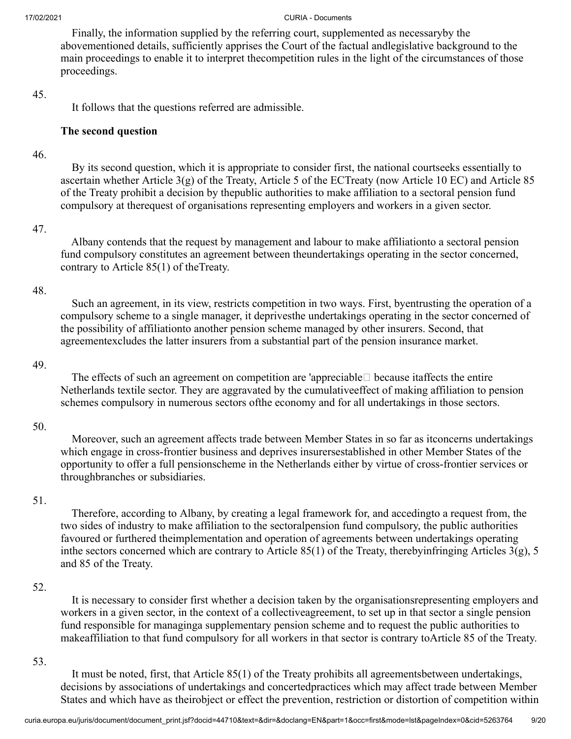Finally, the information supplied by the referring court, supplemented as necessaryby the abovementioned details, sufficiently apprises the Court of the factual andlegislative background to the main proceedings to enable it to interpret thecompetition rules in the light of the circumstances of those proceedings.

45.

It follows that the questions referred are admissible.

**The second question**

46.

By its second question, which it is appropriate to consider first, the national courtseeks essentially to ascertain whether Article 3(g) of the Treaty, Article 5 of the ECTreaty (now Article 10 EC) and Article 85 of the Treaty prohibit a decision by thepublic authorities to make affiliation to a sectoral pension fund compulsory at therequest of organisations representing employers and workers in a given sector.

47.

Albany contends that the request by management and labour to make affiliationto a sectoral pension fund compulsory constitutes an agreement between theundertakings operating in the sector concerned, contrary to Article 85(1) of theTreaty.

48.

Such an agreement, in its view, restricts competition in two ways. First, byentrusting the operation of a compulsory scheme to a single manager, it deprivesthe undertakings operating in the sector concerned of the possibility of affiliationto another pension scheme managed by other insurers. Second, that agreementexcludes the latter insurers from a substantial part of the pension insurance market.

49.

The effects of such an agreement on competition are 'appreciable' because itaffects the entire Netherlands textile sector. They are aggravated by the cumulativeeffect of making affiliation to pension schemes compulsory in numerous sectors ofthe economy and for all undertakings in those sectors.

50.

Moreover, such an agreement affects trade between Member States in so far as itconcerns undertakings which engage in cross-frontier business and deprives insurersestablished in other Member States of the opportunity to offer a full pensionscheme in the Netherlands either by virtue of cross-frontier services or throughbranches or subsidiaries.

51.

Therefore, according to Albany, by creating a legal framework for, and accedingto a request from, the two sides of industry to make affiliation to the sectoralpension fund compulsory, the public authorities favoured or furthered theimplementation and operation of agreements between undertakings operating inthe sectors concerned which are contrary to Article 85(1) of the Treaty, therebyinfringing Articles 3(g), 5 and 85 of the Treaty.

52.

It is necessary to consider first whether a decision taken by the organisationsrepresenting employers and workers in a given sector, in the context of a collectiveagreement, to set up in that sector a single pension fund responsible for managinga supplementary pension scheme and to request the public authorities to makeaffiliation to that fund compulsory for all workers in that sector is contrary toArticle 85 of the Treaty.

53.

It must be noted, first, that Article 85(1) of the Treaty prohibits all agreementsbetween undertakings, decisions by associations of undertakings and concertedpractices which may affect trade between Member States and which have as theirobject or effect the prevention, restriction or distortion of competition within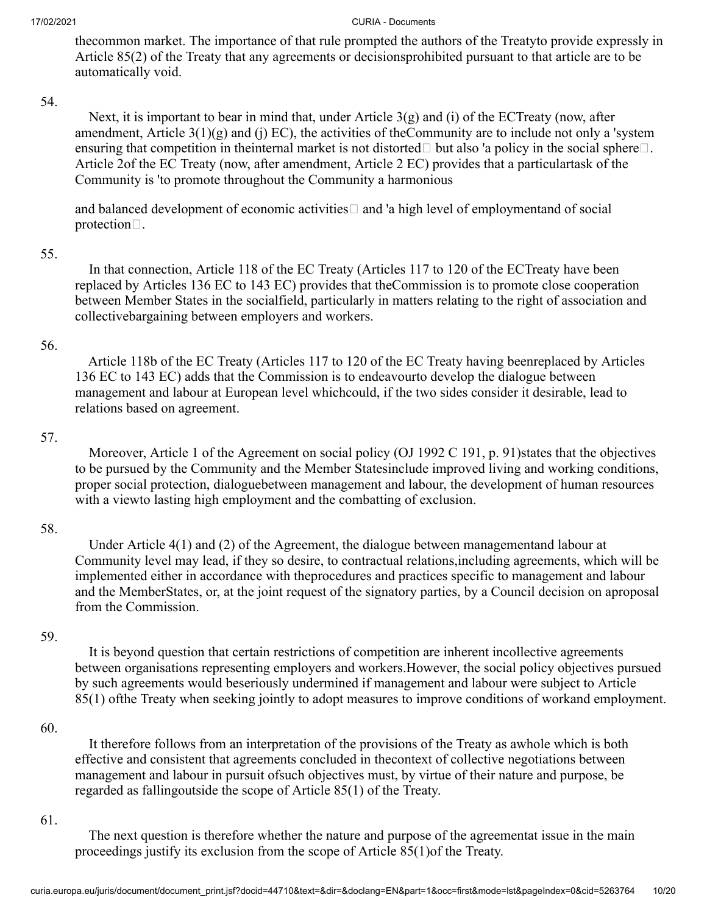thecommon market. The importance of that rule prompted the authors of the Treatyto provide expressly in Article 85(2) of the Treaty that any agreements or decisionsprohibited pursuant to that article are to be automatically void.

54.

Next, it is important to bear in mind that, under Article 3(g) and (i) of the ECTreaty (now, after amendment, Article 3(1)(g) and (j) EC), the activities of theCommunity are to include not only a 'system ensuring that competition in theinternal market is not distorted' but also 'a policy in the social sphere'. Article 2of the EC Treaty (now, after amendment, Article 2 EC) provides that a particulartask of the Community is 'to promote throughout the Community a harmonious

and balanced development of economic activities' and 'a high level of employmentand of social protection'.

55.

In that connection, Article 118 of the EC Treaty (Articles 117 to 120 of the ECTreaty have been replaced by Articles 136 EC to 143 EC) provides that theCommission is to promote close cooperation between Member States in the socialfield, particularly in matters relating to the right of association and collectivebargaining between employers and workers.

56.

Article 118b of the EC Treaty (Articles 117 to 120 of the EC Treaty having beenreplaced by Articles 136 EC to 143 EC) adds that the Commission is to endeavourto develop the dialogue between management and labour at European level whichcould, if the two sides consider it desirable, lead to relations based on agreement.

57.

Moreover, Article 1 of the Agreement on social policy (OJ 1992 C 191, p. 91)states that the objectives to be pursued by the Community and the Member Statesinclude improved living and working conditions, proper social protection, dialoguebetween management and labour, the development of human resources with a viewto lasting high employment and the combatting of exclusion.

58.

Under Article 4(1) and (2) of the Agreement, the dialogue between managementand labour at Community level may lead, if they so desire, to contractual relations,including agreements, which will be implemented either in accordance with theprocedures and practices specific to management and labour and the MemberStates, or, at the joint request of the signatory parties, by a Council decision on aproposal from the Commission.

59.

It is beyond question that certain restrictions of competition are inherent incollective agreements between organisations representing employers and workers.However, the social policy objectives pursued by such agreements would beseriously undermined if management and labour were subject to Article 85(1) ofthe Treaty when seeking jointly to adopt measures to improve conditions of workand employment.

60.

It therefore follows from an interpretation of the provisions of the Treaty as awhole which is both effective and consistent that agreements concluded in thecontext of collective negotiations between management and labour in pursuit ofsuch objectives must, by virtue of their nature and purpose, be regarded as fallingoutside the scope of Article 85(1) of the Treaty.

61.

The next question is therefore whether the nature and purpose of the agreementat issue in the main proceedings justify its exclusion from the scope of Article 85(1)of the Treaty.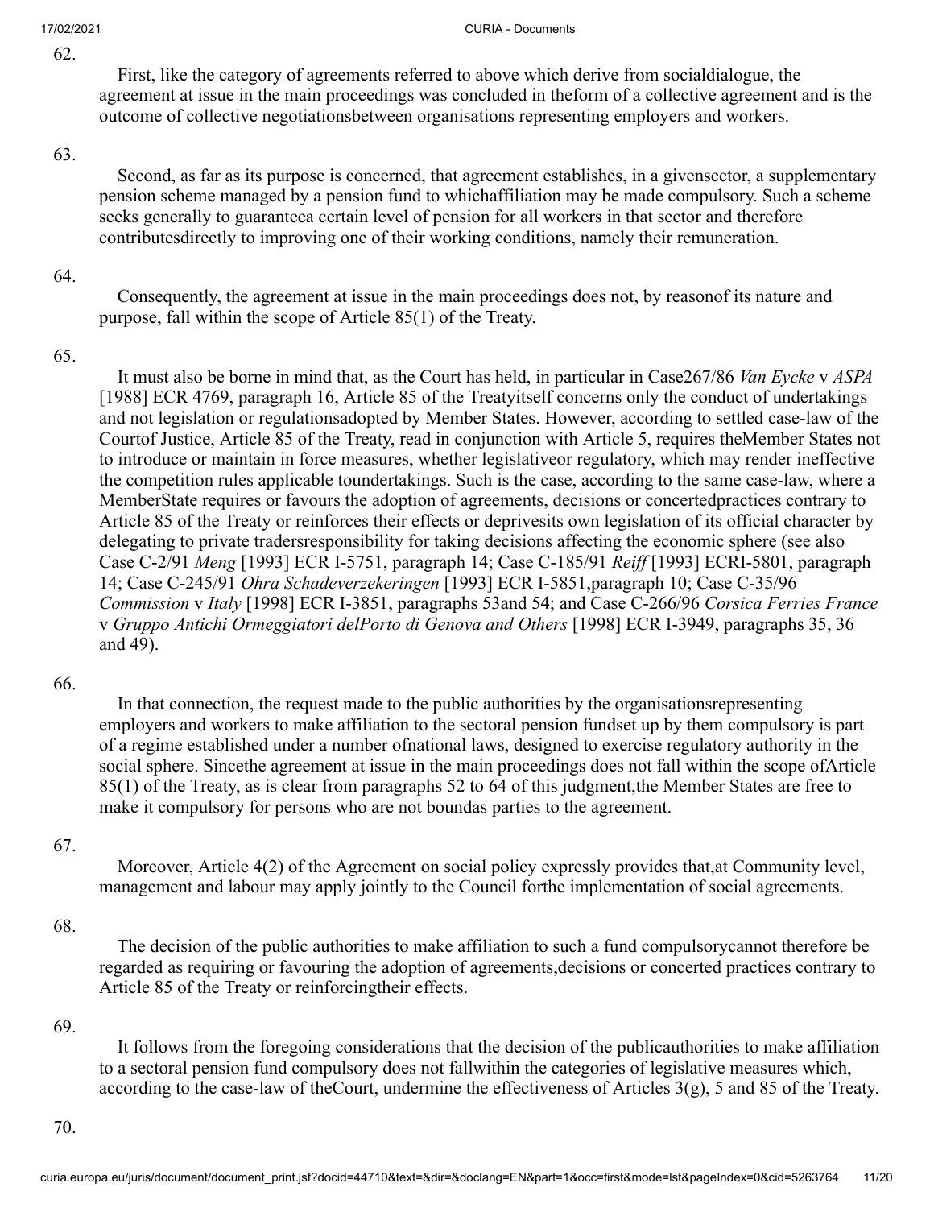62.

First, like the category of agreements referred to above which derive from social dialogue, the agreement at issue in the main proceedings was concluded in the form of a collective agreement and is the outcome of collective negotiations between organisations representing employers and workers.

63.

Second, as far as its purpose is concerned, that agreement establishes, in a given sector, a supplementary pension scheme managed by a pension fund to which affiliation may be made compulsory. Such a scheme seeks generally to guarantee a certain level of pension for all workers in that sector and therefore contributes directly to improving one of their working conditions, namely their remuneration.

64.

Consequently, the agreement at issue in the main proceedings does not, by reason of its nature and purpose, fall within the scope of Article 85(1) of the Treaty.

65.

It must also be borne in mind that, as the Court has held, in particular in Case 267/86 *Van Eycke* v *ASPA* [1988] ECR 4769, paragraph 16, Article 85 of the Treaty itself concerns only the conduct of undertakings and not legislation or regulations adopted by Member States. However, according to settled case-law of the Court of Justice, Article 85 of the Treaty, read in conjunction with Article 5, requires the Member States not to introduce or maintain in force measures, whether legislative or regulatory, which may render ineffective the competition rules applicable to undertakings. Such is the case, according to the same case-law, where a Member State requires or favours the adoption of agreements, decisions or concerted practices contrary to Article 85 of the Treaty or reinforces their effects or deprives its own legislation of its official character by delegating to private traders responsibility for taking decisions affecting the economic sphere (see also Case C-2/91 *Meng* [1993] ECR I-5751, paragraph 14; Case C-185/91 *Reiff* [1993] ECR I-5801, paragraph 14; Case C-245/91 *Ohra Schadeverzekeringen* [1993] ECR I-5851, paragraph 10; Case C-35/96 *Commission* v *Italy* [1998] ECR I-3851, paragraphs 53 and 54; and Case C-266/96 *Corsica Ferries France* v *Gruppo Antichi Ormeggiatori del Porto di Genova and Others* [1998] ECR I-3949, paragraphs 35, 36 and 49).

66.

In that connection, the request made to the public authorities by the organisations representing employers and workers to make affiliation to the sectoral pension fund set up by them compulsory is part of a regime established under a number of national laws, designed to exercise regulatory authority in the social sphere. Since the agreement at issue in the main proceedings does not fall within the scope of Article 85(1) of the Treaty, as is clear from paragraphs 52 to 64 of this judgment, the Member States are free to make it compulsory for persons who are not bound as parties to the agreement.

67.

Moreover, Article 4(2) of the Agreement on social policy expressly provides that, at Community level, management and labour may apply jointly to the Council for the implementation of social agreements.

68.

The decision of the public authorities to make affiliation to such a fund compulsory cannot therefore be regarded as requiring or favouring the adoption of agreements, decisions or concerted practices contrary to Article 85 of the Treaty or reinforcing their effects.

69.

It follows from the foregoing considerations that the decision of the public authorities to make affiliation to a sectoral pension fund compulsory does not fall within the categories of legislative measures which, according to the case-law of the Court, undermine the effectiveness of Articles 3(g), 5 and 85 of the Treaty.

70.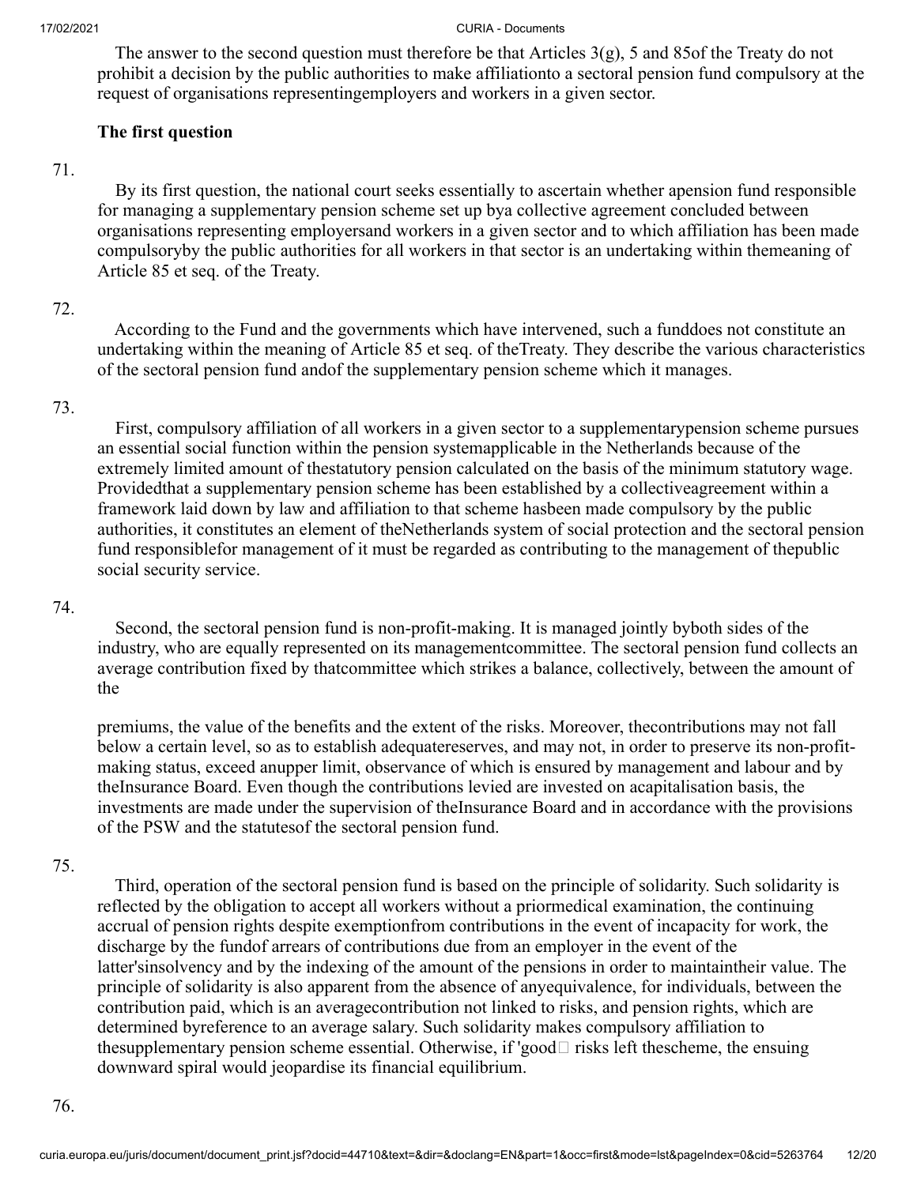The answer to the second question must therefore be that Articles 3(g), 5 and 85of the Treaty do not prohibit a decision by the public authorities to make affiliationto a sectoral pension fund compulsory at the request of organisations representingemployers and workers in a given sector.

**The first question**

71.

By its first question, the national court seeks essentially to ascertain whether apension fund responsible for managing a supplementary pension scheme set up bya collective agreement concluded between organisations representing employersand workers in a given sector and to which affiliation has been made compulsoryby the public authorities for all workers in that sector is an undertaking within themeaning of Article 85 et seq. of the Treaty.

72.

According to the Fund and the governments which have intervened, such a funddoes not constitute an undertaking within the meaning of Article 85 et seq. of theTreaty. They describe the various characteristics of the sectoral pension fund andof the supplementary pension scheme which it manages.

73.

First, compulsory affiliation of all workers in a given sector to a supplementarypension scheme pursues an essential social function within the pension systemapplicable in the Netherlands because of the extremely limited amount of thestatutory pension calculated on the basis of the minimum statutory wage. Providedthat a supplementary pension scheme has been established by a collectiveagreement within a framework laid down by law and affiliation to that scheme hasbeen made compulsory by the public authorities, it constitutes an element of theNetherlands system of social protection and the sectoral pension fund responsiblefor management of it must be regarded as contributing to the management of thepublic social security service.

74.

Second, the sectoral pension fund is non-profit-making. It is managed jointly byboth sides of the industry, who are equally represented on its managementcommittee. The sectoral pension fund collects an average contribution fixed by thatcommittee which strikes a balance, collectively, between the amount of the premiums, the value of the benefits and the extent of the risks. Moreover, thecontributions may not fall below a certain level, so as to establish adequatereserves, and may not, in order to preserve its non-profit-making status, exceed anupper limit, observance of which is ensured by management and labour and by theInsurance Board. Even though the contributions levied are invested on acapitalisation basis, the investments are made under the supervision of theInsurance Board and in accordance with the provisions of the PSW and the statutesof the sectoral pension fund.

75.

Third, operation of the sectoral pension fund is based on the principle of solidarity. Such solidarity is reflected by the obligation to accept all workers without a priormedical examination, the continuing accrual of pension rights despite exemptionfrom contributions in the event of incapacity for work, the discharge by the fundof arrears of contributions due from an employer in the event of the latter'sinsolvency and by the indexing of the amount of the pensions in order to maintaintheir value. The principle of solidarity is also apparent from the absence of anyequivalence, for individuals, between the contribution paid, which is an averagecontribution not linked to risks, and pension rights, which are determined byreference to an average salary. Such solidarity makes compulsory affiliation to thesupplementary pension scheme essential. Otherwise, if 'good' risks left thescheme, the ensuing downward spiral would jeopardise its financial equilibrium.

76.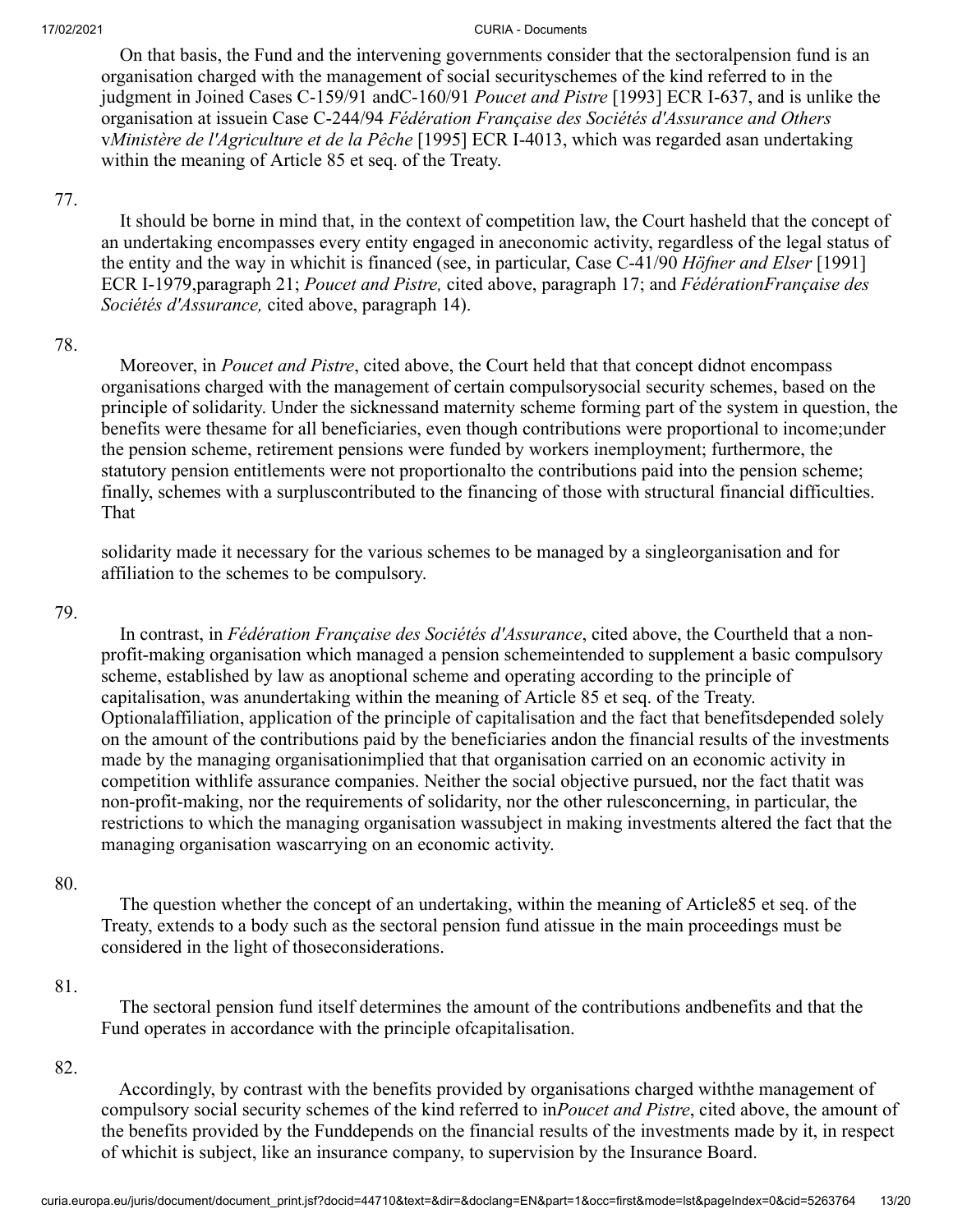On that basis, the Fund and the intervening governments consider that the sectoral pension fund is an organisation charged with the management of social security schemes of the kind referred to in the judgment in Joined Cases C-159/91 and C-160/91 *Poucet and Pistre* [1993] ECR I-637, and is unlike the organisation at issue in Case C-244/94 *Fédération Française des Sociétés d'Assurance and Others* v *Ministère de l'Agriculture et de la Pêche* [1995] ECR I-4013, which was regarded as an undertaking within the meaning of Article 85 et seq. of the Treaty.

77.

It should be borne in mind that, in the context of competition law, the Court has held that the concept of an undertaking encompasses every entity engaged in an economic activity, regardless of the legal status of the entity and the way in which it is financed (see, in particular, Case C-41/90 *Höfner and Elser* [1991] ECR I-1979, paragraph 21; *Poucet and Pistre,* cited above, paragraph 17; and *Fédération Française des Sociétés d'Assurance,* cited above, paragraph 14).

78.

Moreover, in *Poucet and Pistre*, cited above, the Court held that that concept did not encompass organisations charged with the management of certain compulsory social security schemes, based on the principle of solidarity. Under the sickness and maternity scheme forming part of the system in question, the benefits were the same for all beneficiaries, even though contributions were proportional to income; under the pension scheme, retirement pensions were funded by workers in employment; furthermore, the statutory pension entitlements were not proportional to the contributions paid into the pension scheme; finally, schemes with a surplus contributed to the financing of those with structural financial difficulties. That

solidarity made it necessary for the various schemes to be managed by a single organisation and for affiliation to the schemes to be compulsory.

79.

In contrast, in *Fédération Française des Sociétés d'Assurance*, cited above, the Court held that a non-profit-making organisation which managed a pension scheme intended to supplement a basic compulsory scheme, established by law as an optional scheme and operating according to the principle of capitalisation, was an undertaking within the meaning of Article 85 et seq. of the Treaty. Optional affiliation, application of the principle of capitalisation and the fact that benefits depended solely on the amount of the contributions paid by the beneficiaries and on the financial results of the investments made by the managing organisation implied that that organisation carried on an economic activity in competition with life assurance companies. Neither the social objective pursued, nor the fact that it was non-profit-making, nor the requirements of solidarity, nor the other rules concerning, in particular, the restrictions to which the managing organisation was subject in making investments altered the fact that the managing organisation was carrying on an economic activity.

80.

The question whether the concept of an undertaking, within the meaning of Article 85 et seq. of the Treaty, extends to a body such as the sectoral pension fund at issue in the main proceedings must be considered in the light of those considerations.

81.

The sectoral pension fund itself determines the amount of the contributions and benefits and that the Fund operates in accordance with the principle of capitalisation.

82.

Accordingly, by contrast with the benefits provided by organisations charged with the management of compulsory social security schemes of the kind referred to in *Poucet and Pistre*, cited above, the amount of the benefits provided by the Fund depends on the financial results of the investments made by it, in respect of which it is subject, like an insurance company, to supervision by the Insurance Board.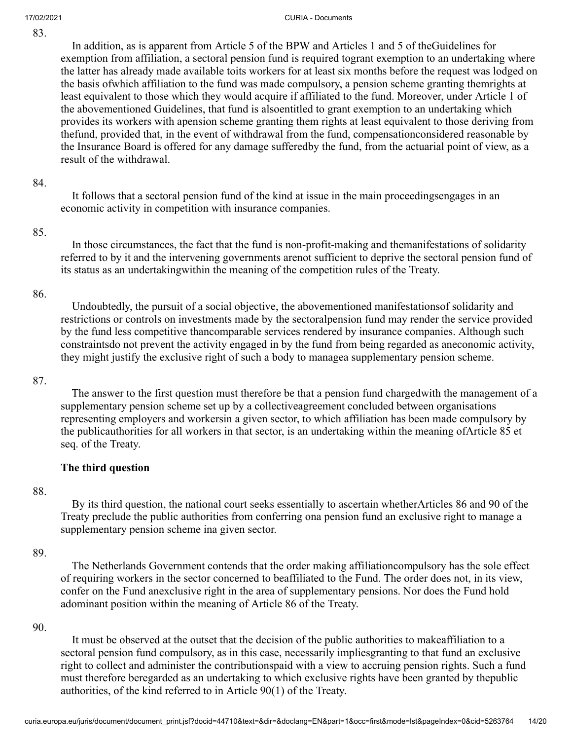83.

In addition, as is apparent from Article 5 of the BPW and Articles 1 and 5 of theGuidelines for exemption from affiliation, a sectoral pension fund is required togrant exemption to an undertaking where the latter has already made available toits workers for at least six months before the request was lodged on the basis ofwhich affiliation to the fund was made compulsory, a pension scheme granting themrights at least equivalent to those which they would acquire if affiliated to the fund. Moreover, under Article 1 of the abovementioned Guidelines, that fund is alsoentitled to grant exemption to an undertaking which provides its workers with apension scheme granting them rights at least equivalent to those deriving from thefund, provided that, in the event of withdrawal from the fund, compensationconsidered reasonable by the Insurance Board is offered for any damage sufferedby the fund, from the actuarial point of view, as a result of the withdrawal.

84.

It follows that a sectoral pension fund of the kind at issue in the main proceedingsengages in an economic activity in competition with insurance companies.

85.

In those circumstances, the fact that the fund is non-profit-making and themanifestations of solidarity referred to by it and the intervening governments arenot sufficient to deprive the sectoral pension fund of its status as an undertakingwithin the meaning of the competition rules of the Treaty.

86.

Undoubtedly, the pursuit of a social objective, the abovementioned manifestationsof solidarity and restrictions or controls on investments made by the sectoralpension fund may render the service provided by the fund less competitive thancomparable services rendered by insurance companies. Although such constraintsdo not prevent the activity engaged in by the fund from being regarded as aneconomic activity, they might justify the exclusive right of such a body to managea supplementary pension scheme.

87.

The answer to the first question must therefore be that a pension fund chargedwith the management of a supplementary pension scheme set up by a collectiveagreement concluded between organisations representing employers and workersin a given sector, to which affiliation has been made compulsory by the publicauthorities for all workers in that sector, is an undertaking within the meaning ofArticle 85 et seq. of the Treaty.

**The third question**

88.

By its third question, the national court seeks essentially to ascertain whetherArticles 86 and 90 of the Treaty preclude the public authorities from conferring ona pension fund an exclusive right to manage a supplementary pension scheme ina given sector.

89.

The Netherlands Government contends that the order making affiliationcompulsory has the sole effect of requiring workers in the sector concerned to beaffiliated to the Fund. The order does not, in its view, confer on the Fund anexclusive right in the area of supplementary pensions. Nor does the Fund hold adominant position within the meaning of Article 86 of the Treaty.

90.

It must be observed at the outset that the decision of the public authorities to makeaffiliation to a sectoral pension fund compulsory, as in this case, necessarily impliesgranting to that fund an exclusive right to collect and administer the contributionspaid with a view to accruing pension rights. Such a fund must therefore beregarded as an undertaking to which exclusive rights have been granted by thepublic authorities, of the kind referred to in Article 90(1) of the Treaty.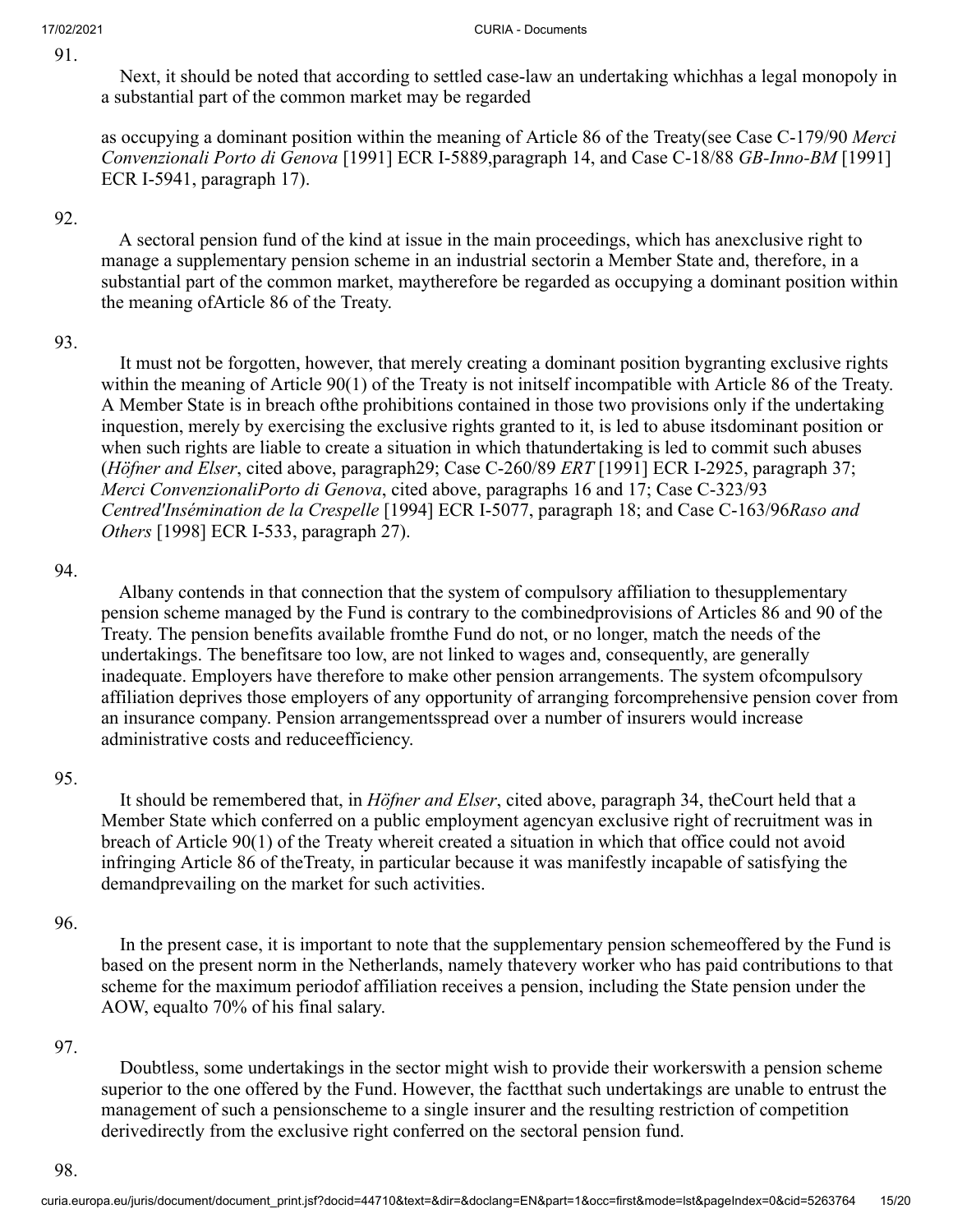91.

Next, it should be noted that according to settled case-law an undertaking whichhas a legal monopoly in a substantial part of the common market may be regarded

as occupying a dominant position within the meaning of Article 86 of the Treaty(see Case C-179/90 *Merci Convenzionali Porto di Genova* [1991] ECR I-5889,paragraph 14, and Case C-18/88 *GB-Inno-BM* [1991] ECR I-5941, paragraph 17).

92.

A sectoral pension fund of the kind at issue in the main proceedings, which has anexclusive right to manage a supplementary pension scheme in an industrial sectorin a Member State and, therefore, in a substantial part of the common market, maytherefore be regarded as occupying a dominant position within the meaning ofArticle 86 of the Treaty.

93.

It must not be forgotten, however, that merely creating a dominant position bygranting exclusive rights within the meaning of Article 90(1) of the Treaty is not initself incompatible with Article 86 of the Treaty. A Member State is in breach ofthe prohibitions contained in those two provisions only if the undertaking inquestion, merely by exercising the exclusive rights granted to it, is led to abuse itsdominant position or when such rights are liable to create a situation in which thatundertaking is led to commit such abuses (*Höfner and Elser*, cited above, paragraph29; Case C-260/89 *ERT* [1991] ECR I-2925, paragraph 37; *Merci ConvenzionaliPorto di Genova*, cited above, paragraphs 16 and 17; Case C-323/93 *Centred'Insémination de la Crespelle* [1994] ECR I-5077, paragraph 18; and Case C-163/96*Raso and Others* [1998] ECR I-533, paragraph 27).

94.

Albany contends in that connection that the system of compulsory affiliation to thesupplementary pension scheme managed by the Fund is contrary to the combinedprovisions of Articles 86 and 90 of the Treaty. The pension benefits available fromthe Fund do not, or no longer, match the needs of the undertakings. The benefitsare too low, are not linked to wages and, consequently, are generally inadequate. Employers have therefore to make other pension arrangements. The system ofcompulsory affiliation deprives those employers of any opportunity of arranging forcomprehensive pension cover from an insurance company. Pension arrangementsspread over a number of insurers would increase administrative costs and reduceefficiency.

95.

It should be remembered that, in *Höfner and Elser*, cited above, paragraph 34, theCourt held that a Member State which conferred on a public employment agencyan exclusive right of recruitment was in breach of Article 90(1) of the Treaty whereit created a situation in which that office could not avoid infringing Article 86 of theTreaty, in particular because it was manifestly incapable of satisfying the demandprevailing on the market for such activities.

96.

In the present case, it is important to note that the supplementary pension schemeoffered by the Fund is based on the present norm in the Netherlands, namely thatevery worker who has paid contributions to that scheme for the maximum periodof affiliation receives a pension, including the State pension under the AOW, equalto 70% of his final salary.

97.

Doubtless, some undertakings in the sector might wish to provide their workerswith a pension scheme superior to the one offered by the Fund. However, the factthat such undertakings are unable to entrust the management of such a pensionscheme to a single insurer and the resulting restriction of competition derivedirectly from the exclusive right conferred on the sectoral pension fund.

98.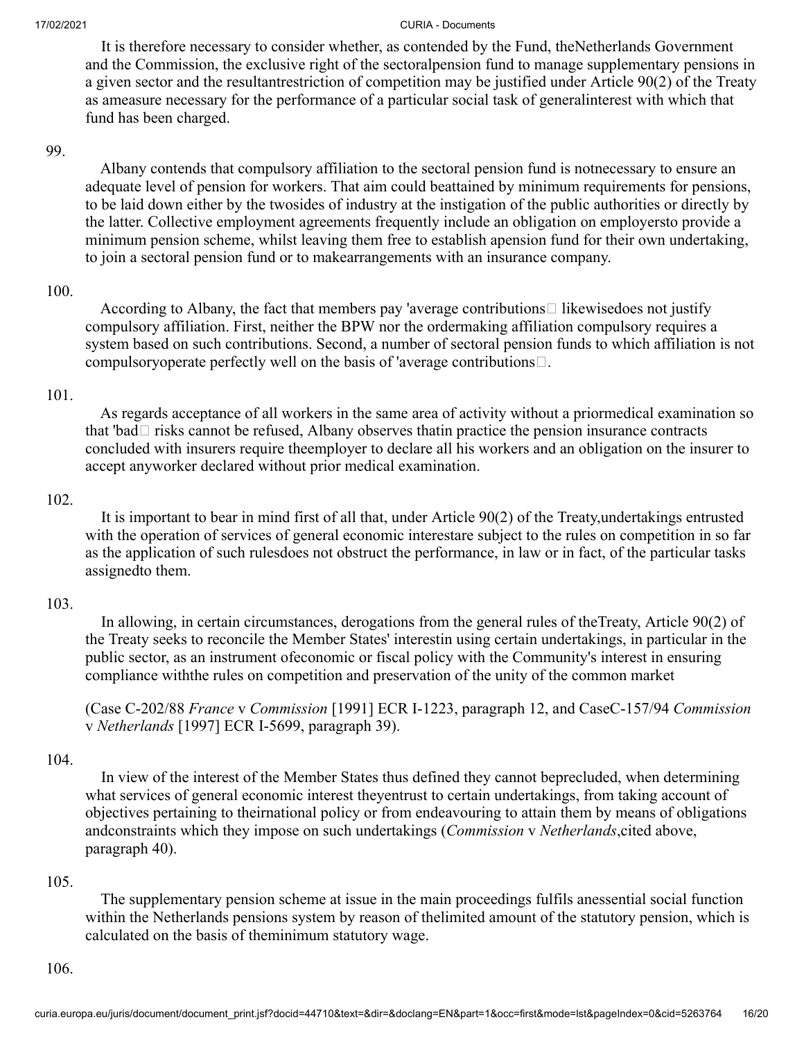It is therefore necessary to consider whether, as contended by the Fund, theNetherlands Government and the Commission, the exclusive right of the sectoralpension fund to manage supplementary pensions in a given sector and the resultantrestriction of competition may be justified under Article 90(2) of the Treaty as ameasure necessary for the performance of a particular social task of generalinterest with which that fund has been charged.

99.

Albany contends that compulsory affiliation to the sectoral pension fund is notnecessary to ensure an adequate level of pension for workers. That aim could beattained by minimum requirements for pensions, to be laid down either by the twosides of industry at the instigation of the public authorities or directly by the latter. Collective employment agreements frequently include an obligation on employersto provide a minimum pension scheme, whilst leaving them free to establish apension fund for their own undertaking, to join a sectoral pension fund or to makearrangements with an insurance company.

100.

According to Albany, the fact that members pay 'average contributions likewisedoes not justify compulsory affiliation. First, neither the BPW nor the ordermaking affiliation compulsory requires a system based on such contributions. Second, a number of sectoral pension funds to which affiliation is not compulsoryoperate perfectly well on the basis of 'average contributions.

101.

As regards acceptance of all workers in the same area of activity without a priormedical examination so that 'bad risks cannot be refused, Albany observes thatin practice the pension insurance contracts concluded with insurers require theemployer to declare all his workers and an obligation on the insurer to accept anyworker declared without prior medical examination.

102.

It is important to bear in mind first of all that, under Article 90(2) of the Treaty,undertakings entrusted with the operation of services of general economic interestare subject to the rules on competition in so far as the application of such rulesdoes not obstruct the performance, in law or in fact, of the particular tasks assignedto them.

103.

In allowing, in certain circumstances, derogations from the general rules of theTreaty, Article 90(2) of the Treaty seeks to reconcile the Member States' interestin using certain undertakings, in particular in the public sector, as an instrument ofeconomic or fiscal policy with the Community's interest in ensuring compliance withthe rules on competition and preservation of the unity of the common market

(Case C-202/88 *France* v *Commission* [1991] ECR I-1223, paragraph 12, and CaseC-157/94 *Commission* v *Netherlands* [1997] ECR I-5699, paragraph 39).

104.

In view of the interest of the Member States thus defined they cannot beprecluded, when determining what services of general economic interest theyentrust to certain undertakings, from taking account of objectives pertaining to theirnational policy or from endeavouring to attain them by means of obligations andconstraints which they impose on such undertakings (*Commission* v *Netherlands*,cited above, paragraph 40).

105.

The supplementary pension scheme at issue in the main proceedings fulfils anessential social function within the Netherlands pensions system by reason of thelimited amount of the statutory pension, which is calculated on the basis of theminimum statutory wage.

106.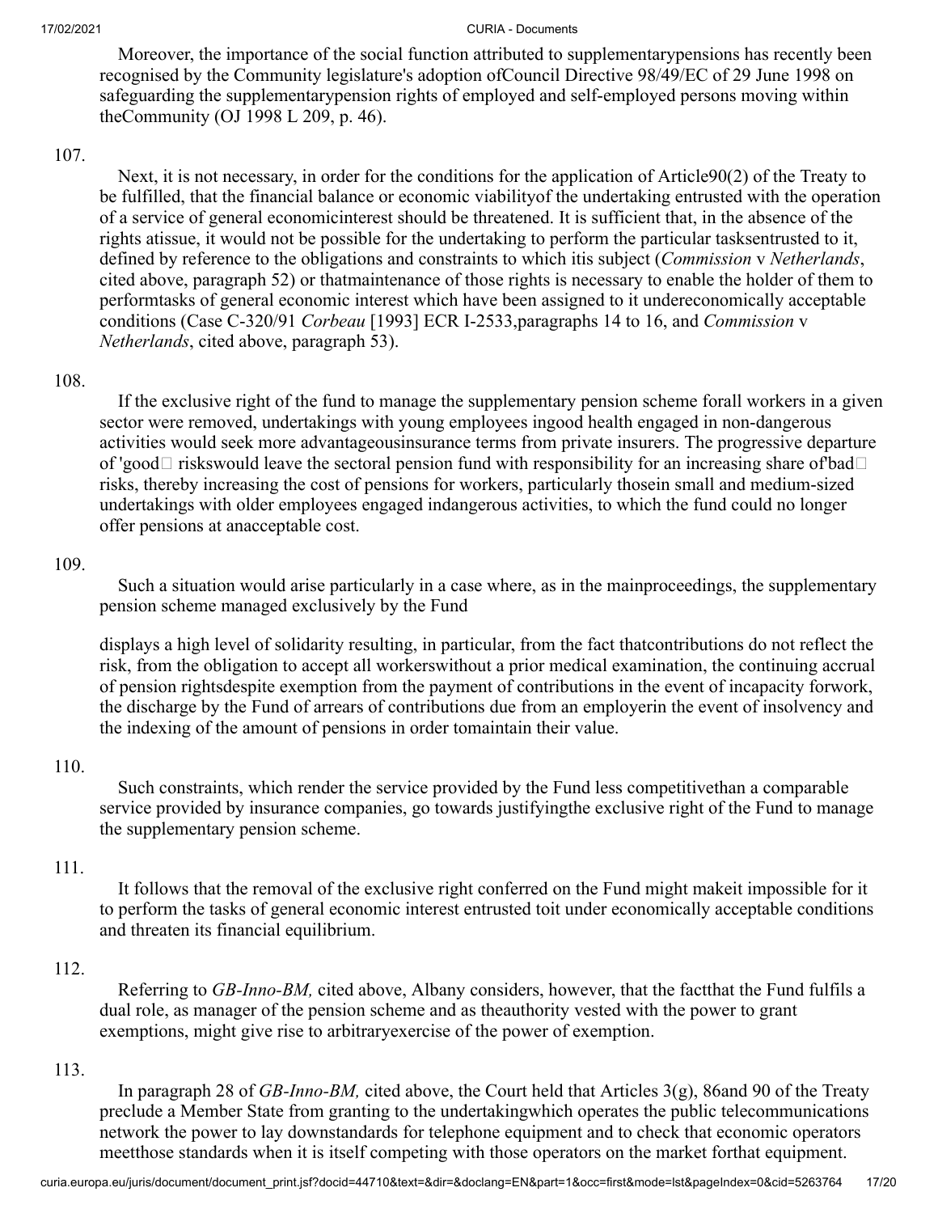Moreover, the importance of the social function attributed to supplementarypensions has recently been recognised by the Community legislature's adoption ofCouncil Directive 98/49/EC of 29 June 1998 on safeguarding the supplementarypension rights of employed and self-employed persons moving within theCommunity (OJ 1998 L 209, p. 46).

107.

Next, it is not necessary, in order for the conditions for the application of Article90(2) of the Treaty to be fulfilled, that the financial balance or economic viabilityof the undertaking entrusted with the operation of a service of general economicinterest should be threatened. It is sufficient that, in the absence of the rights atissue, it would not be possible for the undertaking to perform the particular tasksentrusted to it, defined by reference to the obligations and constraints to which itis subject (*Commission* v *Netherlands*, cited above, paragraph 52) or thatmaintenance of those rights is necessary to enable the holder of them to performtasks of general economic interest which have been assigned to it undereconomically acceptable conditions (Case C-320/91 *Corbeau* [1993] ECR I-2533,paragraphs 14 to 16, and *Commission* v *Netherlands*, cited above, paragraph 53).

108.

If the exclusive right of the fund to manage the supplementary pension scheme forall workers in a given sector were removed, undertakings with young employees ingood health engaged in non-dangerous activities would seek more advantageousinsurance terms from private insurers. The progressive departure of 'good' riskswould leave the sectoral pension fund with responsibility for an increasing share of'bad' risks, thereby increasing the cost of pensions for workers, particularly thosein small and medium-sized undertakings with older employees engaged indangerous activities, to which the fund could no longer offer pensions at anacceptable cost.

109.

Such a situation would arise particularly in a case where, as in the mainproceedings, the supplementary pension scheme managed exclusively by the Fund

displays a high level of solidarity resulting, in particular, from the fact thatcontributions do not reflect the risk, from the obligation to accept all workerswithout a prior medical examination, the continuing accrual of pension rightsdespite exemption from the payment of contributions in the event of incapacity forwork, the discharge by the Fund of arrears of contributions due from an employerin the event of insolvency and the indexing of the amount of pensions in order tomaintain their value.

110.

Such constraints, which render the service provided by the Fund less competitivethan a comparable service provided by insurance companies, go towards justifyingthe exclusive right of the Fund to manage the supplementary pension scheme.

111.

It follows that the removal of the exclusive right conferred on the Fund might makeit impossible for it to perform the tasks of general economic interest entrusted toit under economically acceptable conditions and threaten its financial equilibrium.

112.

Referring to *GB-Inno-BM,* cited above, Albany considers, however, that the factthat the Fund fulfils a dual role, as manager of the pension scheme and as theauthority vested with the power to grant exemptions, might give rise to arbitraryexercise of the power of exemption.

113.

In paragraph 28 of *GB-Inno-BM,* cited above, the Court held that Articles 3(g), 86and 90 of the Treaty preclude a Member State from granting to the undertakingwhich operates the public telecommunications network the power to lay downstandards for telephone equipment and to check that economic operators meetthose standards when it is itself competing with those operators on the market forthat equipment.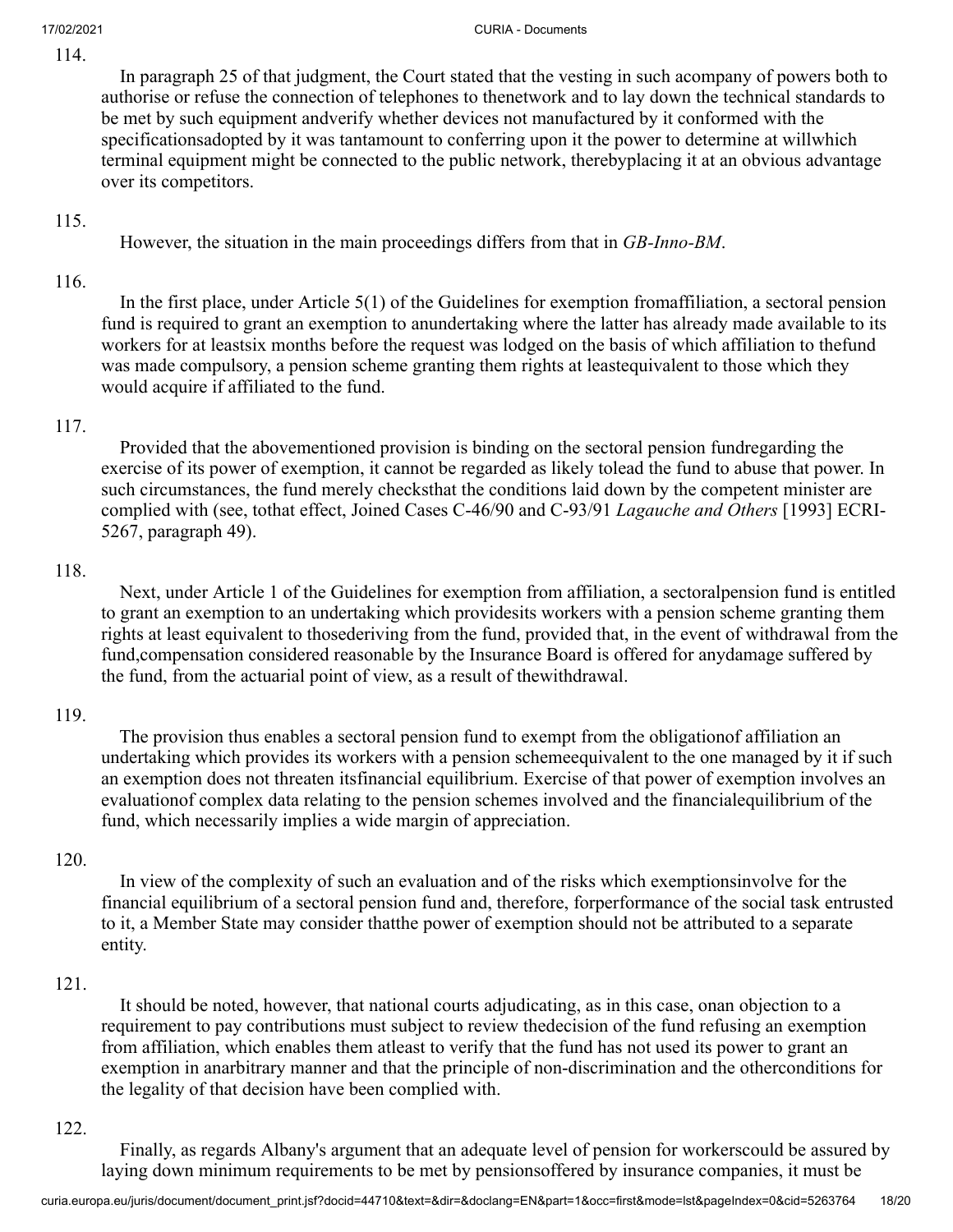114.

In paragraph 25 of that judgment, the Court stated that the vesting in such a company of powers both to authorise or refuse the connection of telephones to the network and to lay down the technical standards to be met by such equipment and verify whether devices not manufactured by it conformed with the specifications adopted by it was tantamount to conferring upon it the power to determine at will which terminal equipment might be connected to the public network, thereby placing it at an obvious advantage over its competitors.

115.

However, the situation in the main proceedings differs from that in *GB-Inno-BM*.

116.

In the first place, under Article 5(1) of the Guidelines for exemption from affiliation, a sectoral pension fund is required to grant an exemption to an undertaking where the latter has already made available to its workers for at least six months before the request was lodged on the basis of which affiliation to the fund was made compulsory, a pension scheme granting them rights at least equivalent to those which they would acquire if affiliated to the fund.

117.

Provided that the abovementioned provision is binding on the sectoral pension fund regarding the exercise of its power of exemption, it cannot be regarded as likely to lead the fund to abuse that power. In such circumstances, the fund merely checks that the conditions laid down by the competent minister are complied with (see, to that effect, Joined Cases C-46/90 and C-93/91 *Lagauche and Others* [1993] ECR I-5267, paragraph 49).

118.

Next, under Article 1 of the Guidelines for exemption from affiliation, a sectoral pension fund is entitled to grant an exemption to an undertaking which provides its workers with a pension scheme granting them rights at least equivalent to those deriving from the fund, provided that, in the event of withdrawal from the fund, compensation considered reasonable by the Insurance Board is offered for any damage suffered by the fund, from the actuarial point of view, as a result of the withdrawal.

119.

The provision thus enables a sectoral pension fund to exempt from the obligation of affiliation an undertaking which provides its workers with a pension scheme equivalent to the one managed by it if such an exemption does not threaten its financial equilibrium. Exercise of that power of exemption involves an evaluation of complex data relating to the pension schemes involved and the financial equilibrium of the fund, which necessarily implies a wide margin of appreciation.

120.

In view of the complexity of such an evaluation and of the risks which exemptions involve for the financial equilibrium of a sectoral pension fund and, therefore, for performance of the social task entrusted to it, a Member State may consider that the power of exemption should not be attributed to a separate entity.

121.

It should be noted, however, that national courts adjudicating, as in this case, on an objection to a requirement to pay contributions must subject to review the decision of the fund refusing an exemption from affiliation, which enables them at least to verify that the fund has not used its power to grant an exemption in an arbitrary manner and that the principle of non-discrimination and the other conditions for the legality of that decision have been complied with.

122.

Finally, as regards Albany's argument that an adequate level of pension for workers could be assured by laying down minimum requirements to be met by pensions offered by insurance companies, it must be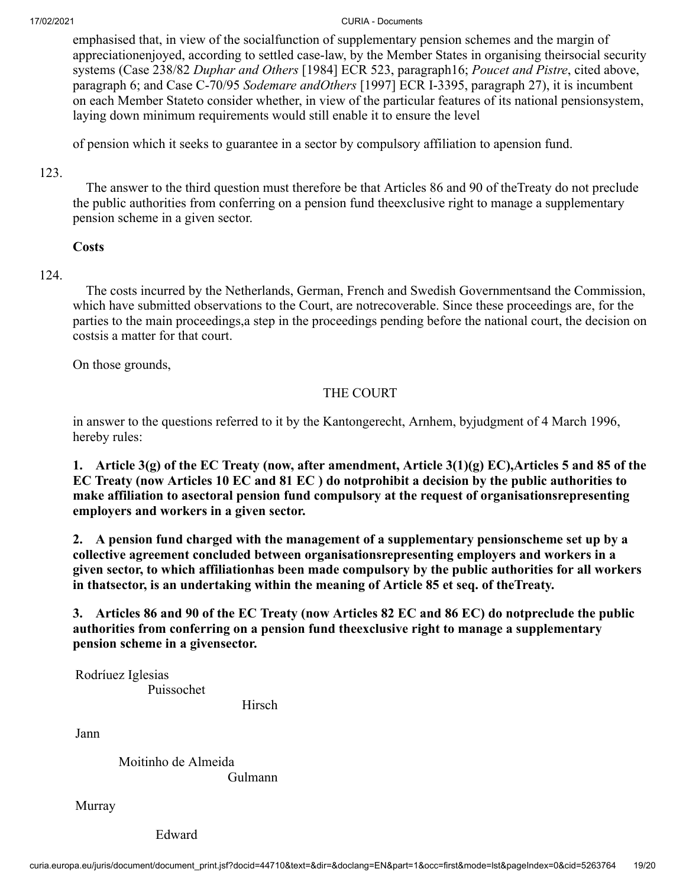emphasised that, in view of the socialfunction of supplementary pension schemes and the margin of appreciationenjoyed, according to settled case-law, by the Member States in organising theirsocial security systems (Case 238/82 *Duphar and Others* [1984] ECR 523, paragraph16; *Poucet and Pistre*, cited above, paragraph 6; and Case C-70/95 *Sodemare andOthers* [1997] ECR I-3395, paragraph 27), it is incumbent on each Member Stateto consider whether, in view of the particular features of its national pensionsystem, laying down minimum requirements would still enable it to ensure the level

of pension which it seeks to guarantee in a sector by compulsory affiliation to apension fund.

123.

The answer to the third question must therefore be that Articles 86 and 90 of theTreaty do not preclude the public authorities from conferring on a pension fund theexclusive right to manage a supplementary pension scheme in a given sector.

**Costs**

124.

The costs incurred by the Netherlands, German, French and Swedish Governmentsand the Commission, which have submitted observations to the Court, are notrecoverable. Since these proceedings are, for the parties to the main proceedings,a step in the proceedings pending before the national court, the decision on costsis a matter for that court.

On those grounds,

THE COURT

in answer to the questions referred to it by the Kantongerecht, Arnhem, byjudgment of 4 March 1996, hereby rules:

**1. Article 3(g) of the EC Treaty (now, after amendment, Article 3(1)(g) EC),Articles 5 and 85 of the EC Treaty (now Articles 10 EC and 81 EC ) do notprohibit a decision by the public authorities to make affiliation to asectoral pension fund compulsory at the request of organisationsrepresenting employers and workers in a given sector.**

**2. A pension fund charged with the management of a supplementary pensionscheme set up by a collective agreement concluded between organisationsrepresenting employers and workers in a given sector, to which affiliationhas been made compulsory by the public authorities for all workers in thatsector, is an undertaking within the meaning of Article 85 et seq. of theTreaty.**

**3. Articles 86 and 90 of the EC Treaty (now Articles 82 EC and 86 EC) do notpreclude the public authorities from conferring on a pension fund theexclusive right to manage a supplementary pension scheme in a givensector.**

Rodríuez Iglesias

Puissochet

Hirsch

Jann

Moitinho de Almeida

Gulmann

Murray

Edward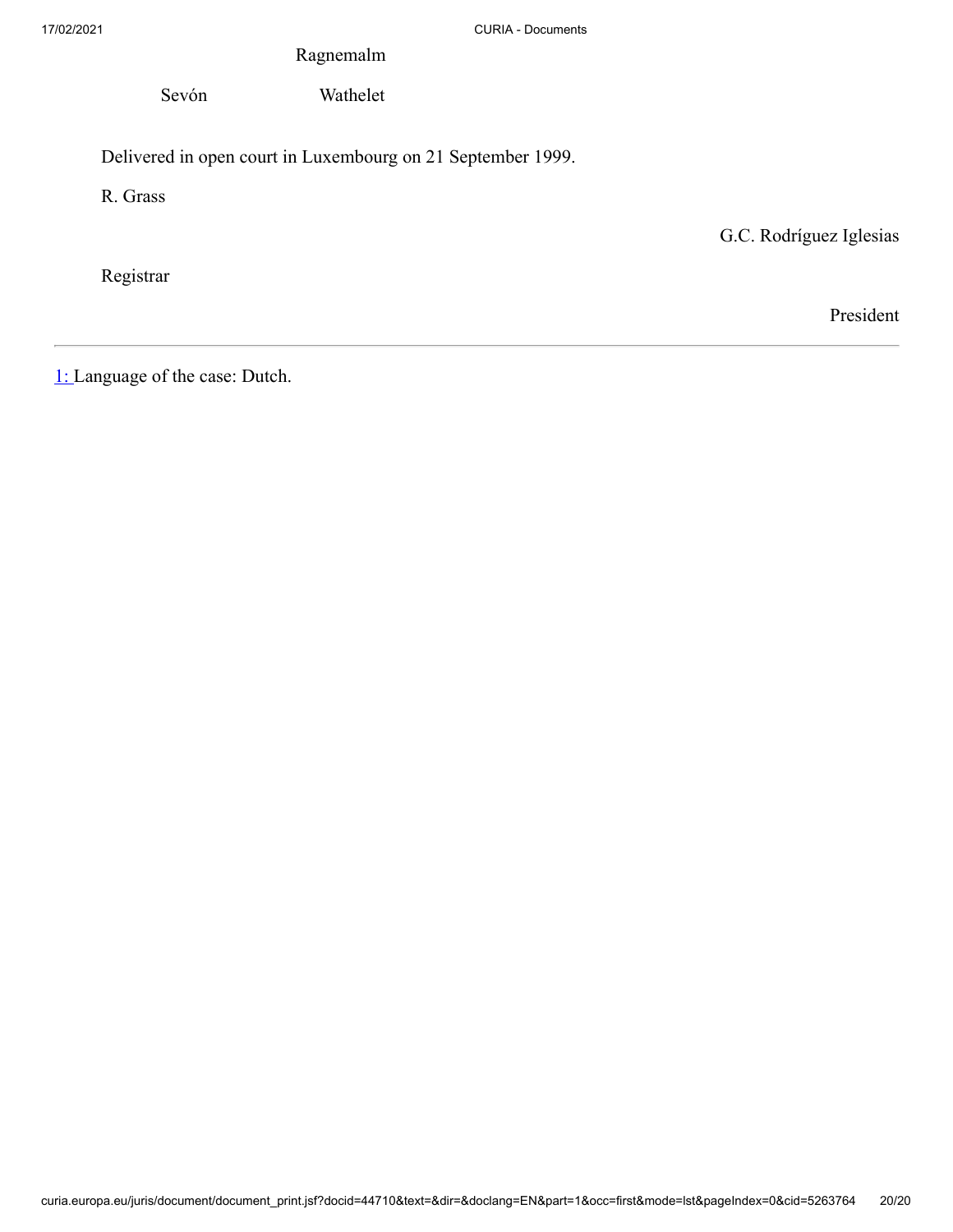Ragnemalm

Sevón Wathelet

Delivered in open court in Luxembourg on 21 September 1999.

R. Grass

G.C. Rodríguez Iglesias

Registrar

President

---

1: Language of the case: Dutch.